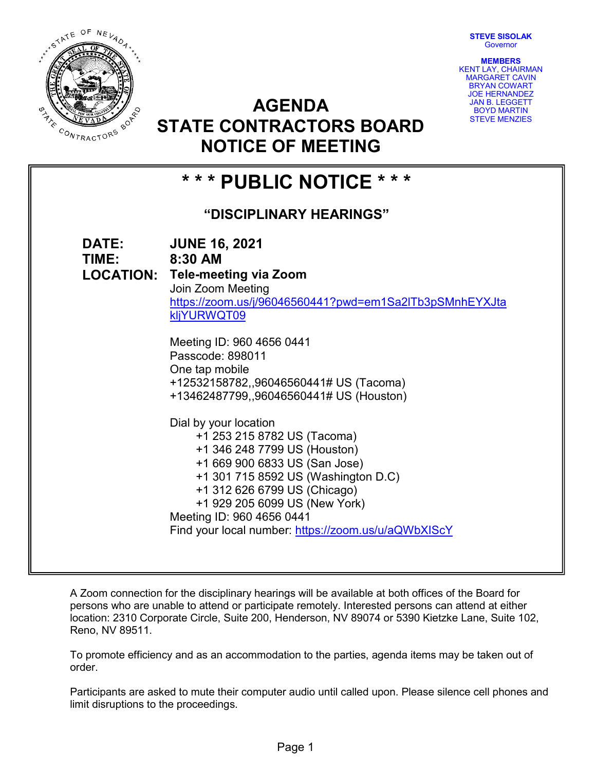**STEVE SISOLAK**
Governor

**MEMBERS**
KENT LAY, CHAIRMAN
MARGARET CAVIN
BRYAN COWART
JOE HERNANDEZ
JAN B. LEGGETT
BOYD MARTIN
STEVE MENZIES

# AGENDA
# STATE CONTRACTORS BOARD
# NOTICE OF MEETING

## * * * PUBLIC NOTICE * * *

### "DISCIPLINARY HEARINGS"

**DATE:** **JUNE 16, 2021**
**TIME:** **8:30 AM**
**LOCATION:** **Tele-meeting via Zoom**

Join Zoom Meeting
https://zoom.us/j/96046560441?pwd=em1Sa2lTb3pSMnhEYXJtakljYURWQT09

Meeting ID: 960 4656 0441
Passcode: 898011
One tap mobile
+12532158782,,96046560441# US (Tacoma)
+13462487799,,96046560441# US (Houston)

Dial by your location
+1 253 215 8782 US (Tacoma)
+1 346 248 7799 US (Houston)
+1 669 900 6833 US (San Jose)
+1 301 715 8592 US (Washington D.C)
+1 312 626 6799 US (Chicago)
+1 929 205 6099 US (New York)
Meeting ID: 960 4656 0441
Find your local number: https://zoom.us/u/aQWbXIScY

A Zoom connection for the disciplinary hearings will be available at both offices of the Board for persons who are unable to attend or participate remotely. Interested persons can attend at either location: 2310 Corporate Circle, Suite 200, Henderson, NV 89074 or 5390 Kietzke Lane, Suite 102, Reno, NV 89511.

To promote efficiency and as an accommodation to the parties, agenda items may be taken out of order.

Participants are asked to mute their computer audio until called upon. Please silence cell phones and limit disruptions to the proceedings.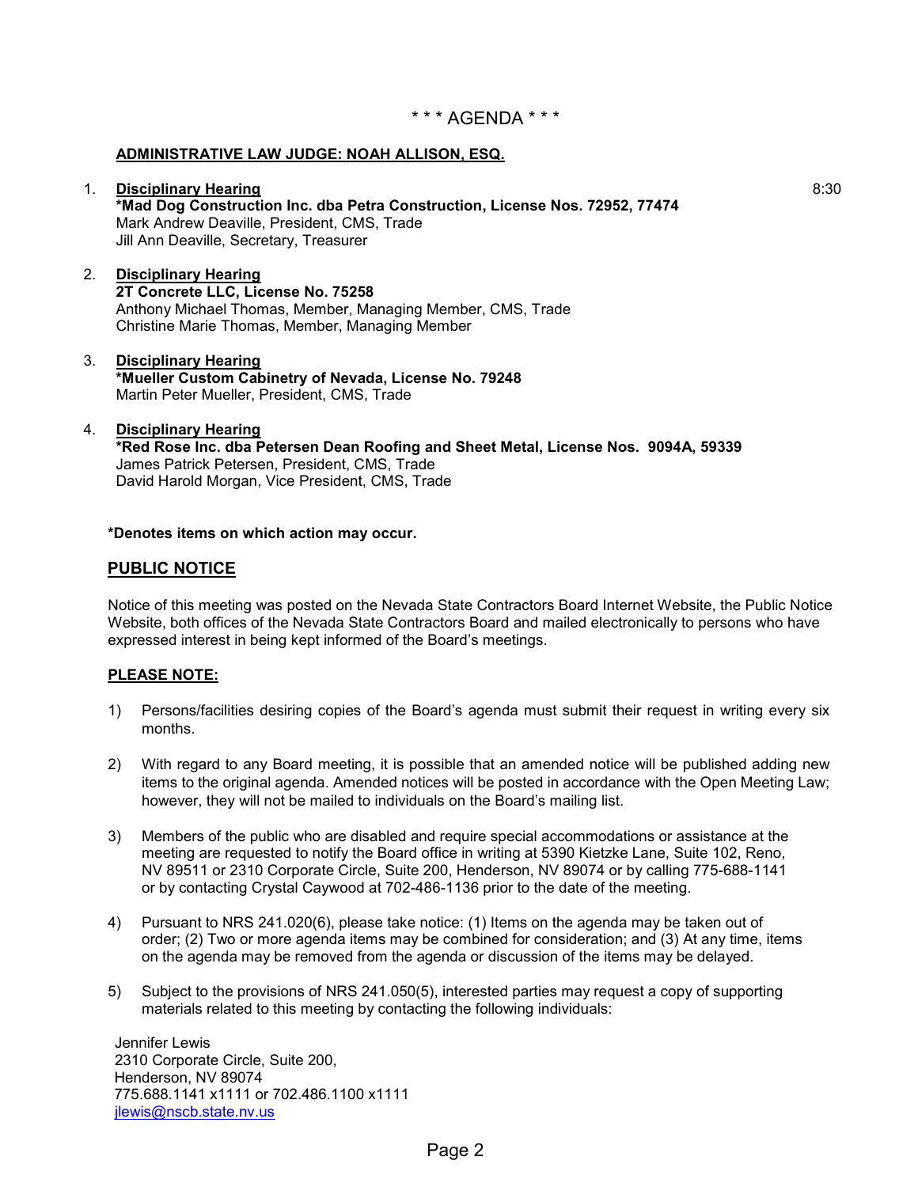\* \* \* AGENDA \* \* \*

**ADMINISTRATIVE LAW JUDGE: NOAH ALLISON, ESQ.**

1. **Disciplinary Hearing** 8:30
   ***Mad Dog Construction Inc. dba Petra Construction, License Nos. 72952, 77474**
   Mark Andrew Deaville, President, CMS, Trade
   Jill Ann Deaville, Secretary, Treasurer

2. **Disciplinary Hearing**
   **2T Concrete LLC, License No. 75258**
   Anthony Michael Thomas, Member, Managing Member, CMS, Trade
   Christine Marie Thomas, Member, Managing Member

3. **Disciplinary Hearing**
   ***Mueller Custom Cabinetry of Nevada, License No. 79248**
   Martin Peter Mueller, President, CMS, Trade

4. **Disciplinary Hearing**
   ***Red Rose Inc. dba Petersen Dean Roofing and Sheet Metal, License Nos. 9094A, 59339**
   James Patrick Petersen, President, CMS, Trade
   David Harold Morgan, Vice President, CMS, Trade

***Denotes items on which action may occur.**

## PUBLIC NOTICE

Notice of this meeting was posted on the Nevada State Contractors Board Internet Website, the Public Notice Website, both offices of the Nevada State Contractors Board and mailed electronically to persons who have expressed interest in being kept informed of the Board's meetings.

**PLEASE NOTE:**

1) Persons/facilities desiring copies of the Board's agenda must submit their request in writing every six months.

2) With regard to any Board meeting, it is possible that an amended notice will be published adding new items to the original agenda. Amended notices will be posted in accordance with the Open Meeting Law; however, they will not be mailed to individuals on the Board's mailing list.

3) Members of the public who are disabled and require special accommodations or assistance at the meeting are requested to notify the Board office in writing at 5390 Kietzke Lane, Suite 102, Reno, NV 89511 or 2310 Corporate Circle, Suite 200, Henderson, NV 89074 or by calling 775-688-1141 or by contacting Crystal Caywood at 702-486-1136 prior to the date of the meeting.

4) Pursuant to NRS 241.020(6), please take notice: (1) Items on the agenda may be taken out of order; (2) Two or more agenda items may be combined for consideration; and (3) At any time, items on the agenda may be removed from the agenda or discussion of the items may be delayed.

5) Subject to the provisions of NRS 241.050(5), interested parties may request a copy of supporting materials related to this meeting by contacting the following individuals:

Jennifer Lewis
2310 Corporate Circle, Suite 200,
Henderson, NV 89074
775.688.1141 x1111 or 702.486.1100 x1111
jlewis@nscb.state.nv.us